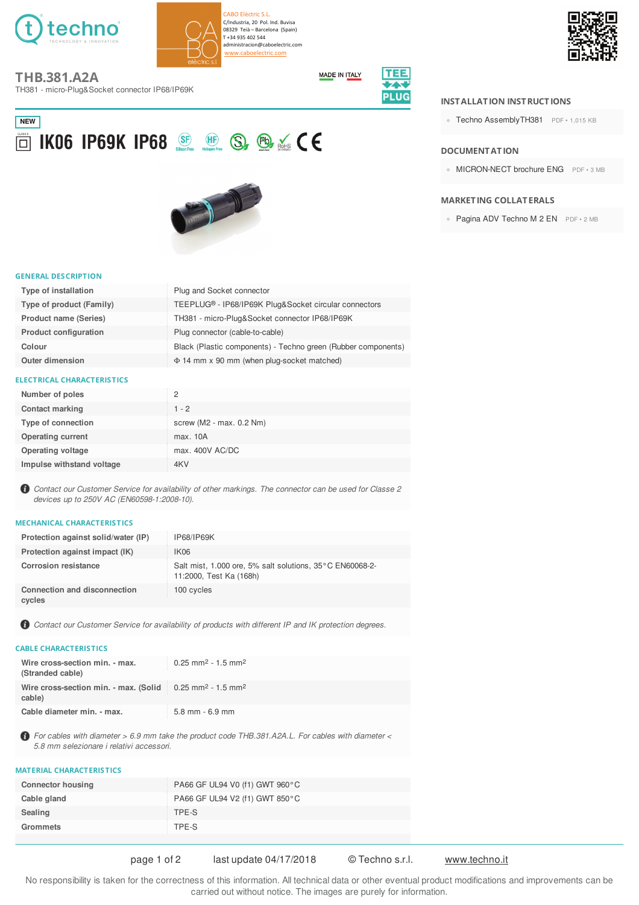techno
TECHNOLOGY & INNOVATION

CABO Elèctric S.L.
C/Industria, 20 Pol. Ind. Buvisa
08329 Teià – Barcelona (Spain)
T +34 935 402 544
administracion@caboelectric.com
www.caboelectric.com

# THB.381.A2A

TH381 - micro-Plug&Socket connector IP68/IP69K

MADE IN ITALY

TEE PLUG

NEW

IK06 IP69K IP68

## INSTALLATION INSTRUCTIONS

- Techno AssemblyTH381 PDF • 1,015 KB

## DOCUMENTATION

- MICRON-NECT brochure ENG PDF • 3 MB

## MARKETING COLLATERALS

- Pagina ADV Techno M 2 EN PDF • 2 MB

## GENERAL DESCRIPTION

| | |
|---|---|
| Type of installation | Plug and Socket connector |
| Type of product (Family) | TEEPLUG® - IP68/IP69K Plug&Socket circular connectors |
| Product name (Series) | TH381 - micro-Plug&Socket connector IP68/IP69K |
| Product configuration | Plug connector (cable-to-cable) |
| Colour | Black (Plastic components) - Techno green (Rubber components) |
| Outer dimension | Φ 14 mm x 90 mm (when plug-socket matched) |

## ELECTRICAL CHARACTERISTICS

| | |
|---|---|
| Number of poles | 2 |
| Contact marking | 1 - 2 |
| Type of connection | screw (M2 - max. 0.2 Nm) |
| Operating current | max. 10A |
| Operating voltage | max. 400V AC/DC |
| Impulse withstand voltage | 4KV |

*Contact our Customer Service for availability of other markings. The connector can be used for Classe 2 devices up to 250V AC (EN60598-1:2008-10).*

## MECHANICAL CHARACTERISTICS

| | |
|---|---|
| Protection against solid/water (IP) | IP68/IP69K |
| Protection against impact (IK) | IK06 |
| Corrosion resistance | Salt mist, 1.000 ore, 5% salt solutions, 35°C EN60068-2-11:2000, Test Ka (168h) |
| Connection and disconnection cycles | 100 cycles |

*Contact our Customer Service for availability of products with different IP and IK protection degrees.*

## CABLE CHARACTERISTICS

| | |
|---|---|
| Wire cross-section min. - max. (Stranded cable) | 0.25 mm² - 1.5 mm² |
| Wire cross-section min. - max. (Solid cable) | 0.25 mm² - 1.5 mm² |
| Cable diameter min. - max. | 5.8 mm - 6.9 mm |

*For cables with diameter > 6.9 mm take the product code THB.381.A2A.L. For cables with diameter < 5.8 mm selezionare i relativi accessori.*

## MATERIAL CHARACTERISTICS

| | |
|---|---|
| Connector housing | PA66 GF UL94 V0 (f1) GWT 960°C |
| Cable gland | PA66 GF UL94 V2 (f1) GWT 850°C |
| Sealing | TPE-S |
| Grommets | TPE-S |

last update 04/17/2018 © Techno s.r.l. www.techno.it

No responsibility is taken for the correctness of this information. All technical data or other eventual product modifications and improvements can be carried out without notice. The images are purely for information.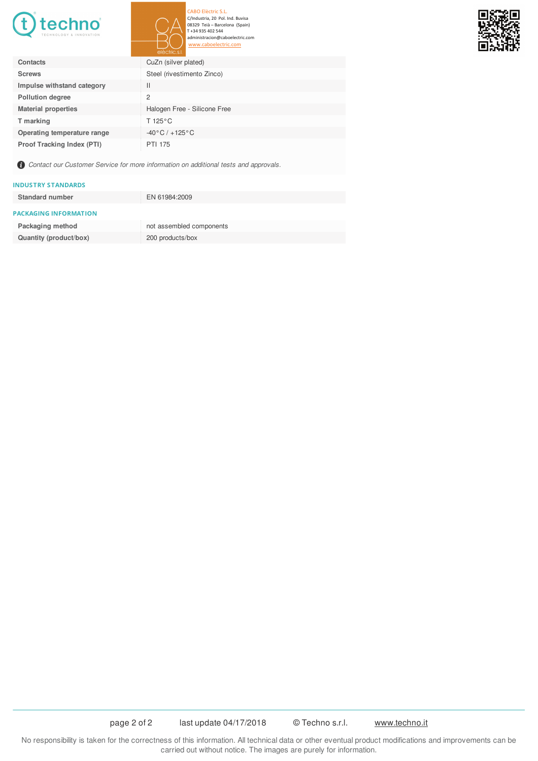CABO Elèctric S.L.
C/Industria, 20 Pol. Ind. Buvisa
08329 Teià – Barcelona (Spain)
T +34 935 402 544
administracion@caboelectric.com
www.caboelectric.com

| | |
|---|---|
| **Contacts** | CuZn (silver plated) |
| **Screws** | Steel (rivestimento Zinco) |
| **Impulse withstand category** | II |
| **Pollution degree** | 2 |
| **Material properties** | Halogen Free - Silicone Free |
| **T marking** | T 125°C |
| **Operating temperature range** | -40°C / +125°C |
| **Proof Tracking Index (PTI)** | PTI 175 |

*Contact our Customer Service for more information on additional tests and approvals.*

## INDUSTRY STANDARDS

| | |
|---|---|
| **Standard number** | EN 61984:2009 |

## PACKAGING INFORMATION

| | |
|---|---|
| **Packaging method** | not assembled components |
| **Quantity (product/box)** | 200 products/box |

last update 04/17/2018 © Techno s.r.l. www.techno.it

No responsibility is taken for the correctness of this information. All technical data or other eventual product modifications and improvements can be carried out without notice. The images are purely for information.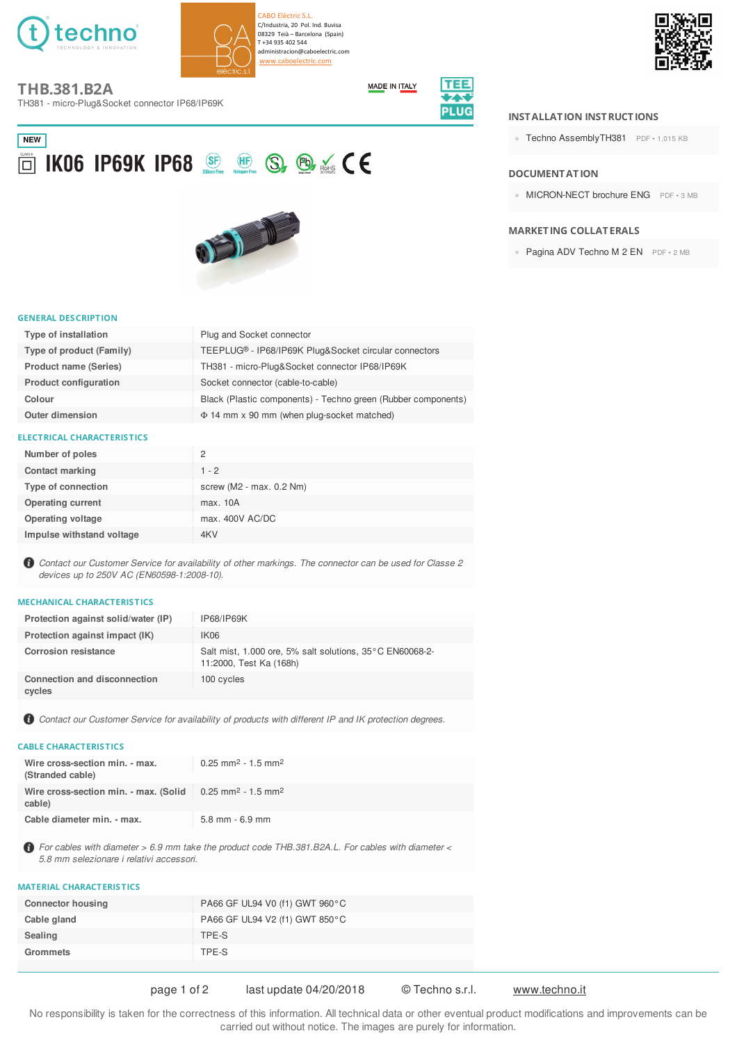techno
TECHNOLOGY & INNOVATION

CABO Elèctric S.L.
C/Industria, 20 Pol. Ind. Buvisa
08329 Teià – Barcelona (Spain)
T +34 935 402 544
administracion@caboelectric.com
www.caboelectric.com

# THB.381.B2A

TH381 - micro-Plug&Socket connector IP68/IP69K

MADE IN ITALY

NEW

IK06 IP69K IP68

## INSTALLATION INSTRUCTIONS

- Techno AssemblyTH381 PDF • 1,015 KB

## DOCUMENTATION

- MICRON-NECT brochure ENG PDF • 3 MB

## MARKETING COLLATERALS

- Pagina ADV Techno M 2 EN PDF • 2 MB

## GENERAL DESCRIPTION

| | |
|---|---|
| **Type of installation** | Plug and Socket connector |
| **Type of product (Family)** | TEEPLUG® - IP68/IP69K Plug&Socket circular connectors |
| **Product name (Series)** | TH381 - micro-Plug&Socket connector IP68/IP69K |
| **Product configuration** | Socket connector (cable-to-cable) |
| **Colour** | Black (Plastic components) - Techno green (Rubber components) |
| **Outer dimension** | Φ 14 mm x 90 mm (when plug-socket matched) |

## ELECTRICAL CHARACTERISTICS

| | |
|---|---|
| **Number of poles** | 2 |
| **Contact marking** | 1 - 2 |
| **Type of connection** | screw (M2 - max. 0.2 Nm) |
| **Operating current** | max. 10A |
| **Operating voltage** | max. 400V AC/DC |
| **Impulse withstand voltage** | 4KV |

*Contact our Customer Service for availability of other markings. The connector can be used for Classe 2 devices up to 250V AC (EN60598-1:2008-10).*

## MECHANICAL CHARACTERISTICS

| | |
|---|---|
| **Protection against solid/water (IP)** | IP68/IP69K |
| **Protection against impact (IK)** | IK06 |
| **Corrosion resistance** | Salt mist, 1.000 ore, 5% salt solutions, 35°C EN60068-2-11:2000, Test Ka (168h) |
| **Connection and disconnection cycles** | 100 cycles |

*Contact our Customer Service for availability of products with different IP and IK protection degrees.*

## CABLE CHARACTERISTICS

| | |
|---|---|
| **Wire cross-section min. - max. (Stranded cable)** | 0.25 mm² - 1.5 mm² |
| **Wire cross-section min. - max. (Solid cable)** | 0.25 mm² - 1.5 mm² |
| **Cable diameter min. - max.** | 5.8 mm - 6.9 mm |

*For cables with diameter > 6.9 mm take the product code THB.381.B2A.L. For cables with diameter < 5.8 mm selezionare i relativi accessori.*

## MATERIAL CHARACTERISTICS

| | |
|---|---|
| **Connector housing** | PA66 GF UL94 V0 (f1) GWT 960°C |
| **Cable gland** | PA66 GF UL94 V2 (f1) GWT 850°C |
| **Sealing** | TPE-S |
| **Grommets** | TPE-S |

last update 04/20/2018 © Techno s.r.l. www.techno.it

No responsibility is taken for the correctness of this information. All technical data or other eventual product modifications and improvements can be carried out without notice. The images are purely for information.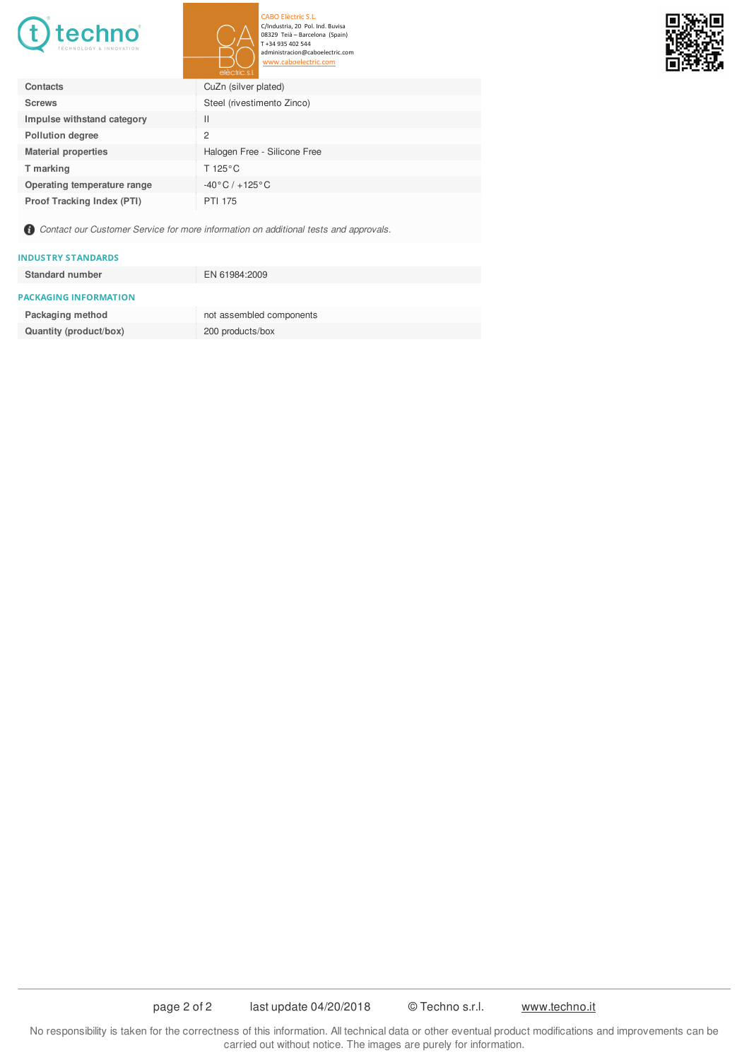CABO Elèctric S.L.
C/Industria, 20 Pol. Ind. Buvisa
08329 Teià – Barcelona (Spain)
T +34 935 402 544
administracion@caboelectric.com
www.caboelectric.com

| | |
|---|---|
| **Contacts** | CuZn (silver plated) |
| **Screws** | Steel (rivestimento Zinco) |
| **Impulse withstand category** | II |
| **Pollution degree** | 2 |
| **Material properties** | Halogen Free - Silicone Free |
| **T marking** | T 125°C |
| **Operating temperature range** | -40°C / +125°C |
| **Proof Tracking Index (PTI)** | PTI 175 |

*Contact our Customer Service for more information on additional tests and approvals.*

### INDUSTRY STANDARDS

| | |
|---|---|
| **Standard number** | EN 61984:2009 |

### PACKAGING INFORMATION

| | |
|---|---|
| **Packaging method** | not assembled components |
| **Quantity (product/box)** | 200 products/box |

last update 04/20/2018 © Techno s.r.l. www.techno.it

No responsibility is taken for the correctness of this information. All technical data or other eventual product modifications and improvements can be carried out without notice. The images are purely for information.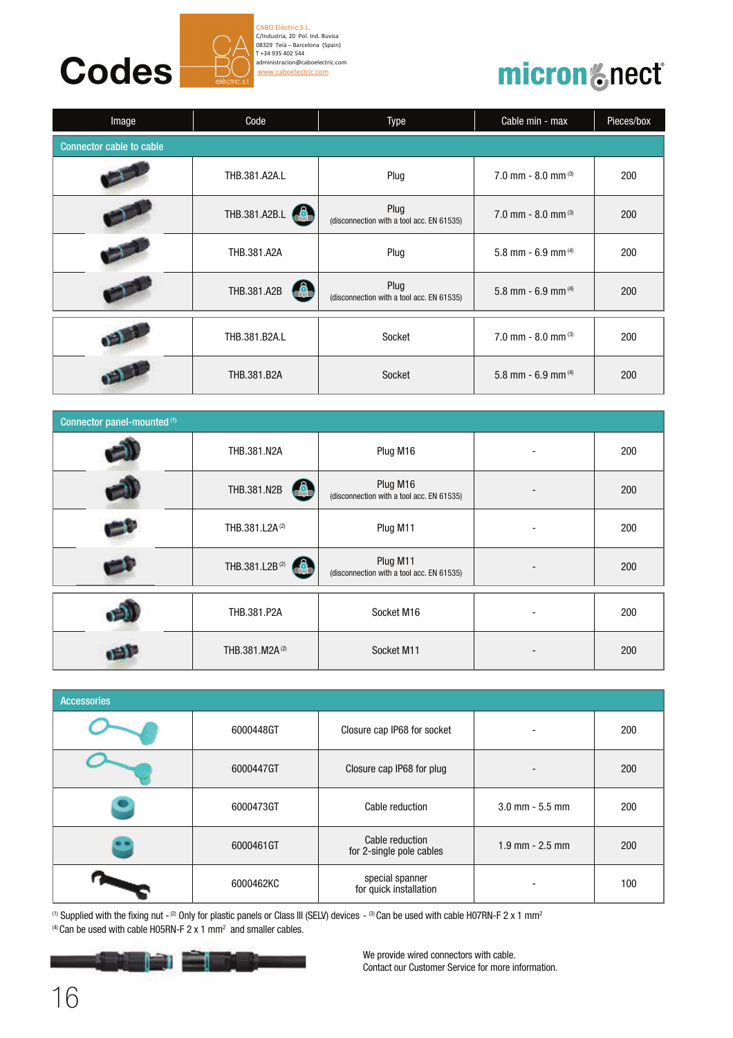# Codes

CABO Elèctric S.L.
C/Industria, 20 Pol. Ind. Buvisa
08329 Teià – Barcelona (Spain)
T +34 935 402 544
administracion@caboelectric.com
www.caboelectric.com

micronconnect®

| Image | Code | Type | Cable min - max | Pieces/box |
|---|---|---|---|---|
| **Connector cable to cable** | | | | |
| | THB.381.A2A.L | Plug | 7.0 mm - 8.0 mm [3] | 200 |
| | THB.381.A2B.L | Plug (disconnection with a tool acc. EN 61535) | 7.0 mm - 8.0 mm [3] | 200 |
| | THB.381.A2A | Plug | 5.8 mm - 6.9 mm [4] | 200 |
| | THB.381.A2B | Plug (disconnection with a tool acc. EN 61535) | 5.8 mm - 6.9 mm [4] | 200 |
| | THB.381.B2A.L | Socket | 7.0 mm - 8.0 mm [3] | 200 |
| | THB.381.B2A | Socket | 5.8 mm - 6.9 mm [4] | 200 |
| **Connector panel-mounted [1]** | | | | |
| | THB.381.N2A | Plug M16 | - | 200 |
| | THB.381.N2B | Plug M16 (disconnection with a tool acc. EN 61535) | - | 200 |
| | THB.381.L2A [2] | Plug M11 | - | 200 |
| | THB.381.L2B [2] | Plug M11 (disconnection with a tool acc. EN 61535) | - | 200 |
| | THB.381.P2A | Socket M16 | - | 200 |
| | THB.381.M2A [2] | Socket M11 | - | 200 |
| **Accessories** | | | | |
| | 6000448GT | Closure cap IP68 for socket | - | 200 |
| | 6000447GT | Closure cap IP68 for plug | - | 200 |
| | 6000473GT | Cable reduction | 3.0 mm - 5.5 mm | 200 |
| | 6000461GT | Cable reduction for 2-single pole cables | 1.9 mm - 2.5 mm | 200 |
| | 6000462KC | special spanner for quick installation | - | 100 |

[1] Supplied with the fixing nut - [2] Only for plastic panels or Class III (SELV) devices - [3] Can be used with cable H07RN-F 2 x 1 mm²
[4] Can be used with cable H05RN-F 2 x 1 mm² and smaller cables.

We provide wired connectors with cable.
Contact our Customer Service for more information.